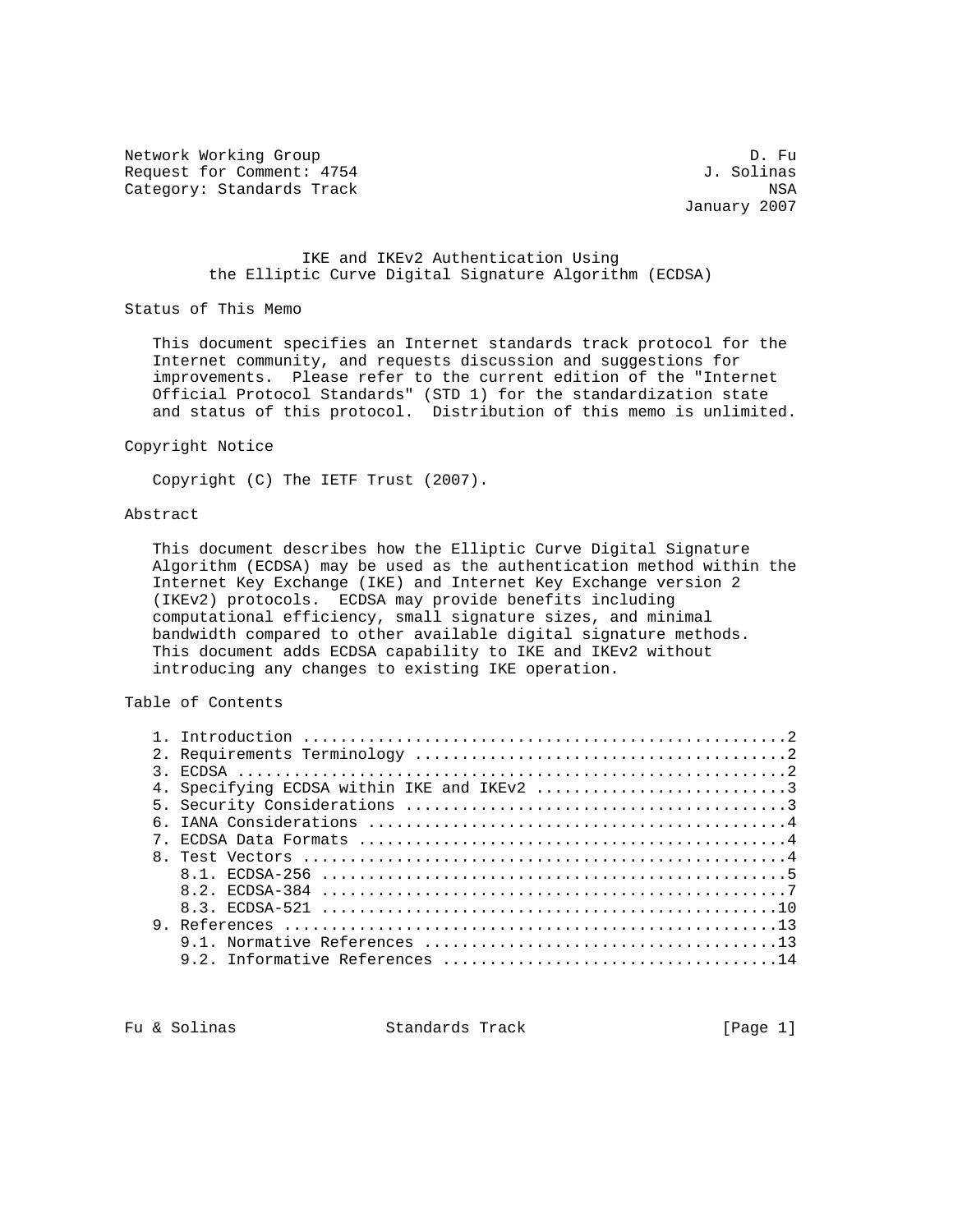Network Working Group D. Fu
Request for Comment: 4754 J. Solinas
Category: Standards Track NSA
January 2007

# IKE and IKEv2 Authentication Using the Elliptic Curve Digital Signature Algorithm (ECDSA)

## Status of This Memo

This document specifies an Internet standards track protocol for the Internet community, and requests discussion and suggestions for improvements. Please refer to the current edition of the "Internet Official Protocol Standards" (STD 1) for the standardization state and status of this protocol. Distribution of this memo is unlimited.

## Copyright Notice

Copyright (C) The IETF Trust (2007).

## Abstract

This document describes how the Elliptic Curve Digital Signature Algorithm (ECDSA) may be used as the authentication method within the Internet Key Exchange (IKE) and Internet Key Exchange version 2 (IKEv2) protocols. ECDSA may provide benefits including computational efficiency, small signature sizes, and minimal bandwidth compared to other available digital signature methods. This document adds ECDSA capability to IKE and IKEv2 without introducing any changes to existing IKE operation.

## Table of Contents

```
1. Introduction ....................................................2
2. Requirements Terminology ........................................2
3. ECDSA ...........................................................2
4. Specifying ECDSA within IKE and IKEv2 ...........................3
5. Security Considerations .........................................3
6. IANA Considerations .............................................4
7. ECDSA Data Formats ..............................................4
8. Test Vectors ....................................................4
   8.1. ECDSA-256 ..................................................5
   8.2. ECDSA-384 ..................................................7
   8.3. ECDSA-521 .................................................10
9. References .....................................................13
   9.1. Normative References ......................................13
   9.2. Informative References ....................................14
```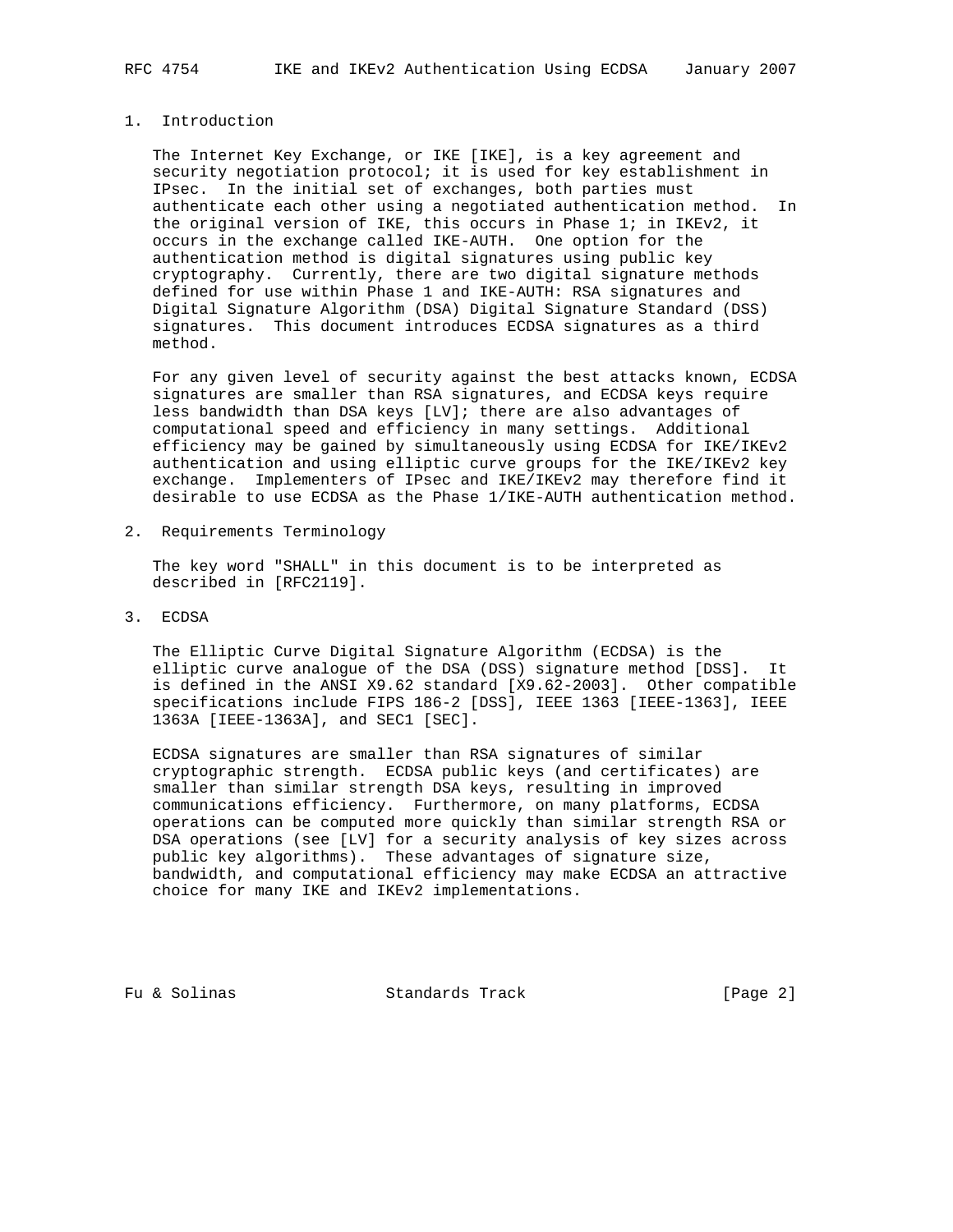## 1. Introduction

The Internet Key Exchange, or IKE [IKE], is a key agreement and security negotiation protocol; it is used for key establishment in IPsec. In the initial set of exchanges, both parties must authenticate each other using a negotiated authentication method. In the original version of IKE, this occurs in Phase 1; in IKEv2, it occurs in the exchange called IKE-AUTH. One option for the authentication method is digital signatures using public key cryptography. Currently, there are two digital signature methods defined for use within Phase 1 and IKE-AUTH: RSA signatures and Digital Signature Algorithm (DSA) Digital Signature Standard (DSS) signatures. This document introduces ECDSA signatures as a third method.

For any given level of security against the best attacks known, ECDSA signatures are smaller than RSA signatures, and ECDSA keys require less bandwidth than DSA keys [LV]; there are also advantages of computational speed and efficiency in many settings. Additional efficiency may be gained by simultaneously using ECDSA for IKE/IKEv2 authentication and using elliptic curve groups for the IKE/IKEv2 key exchange. Implementers of IPsec and IKE/IKEv2 may therefore find it desirable to use ECDSA as the Phase 1/IKE-AUTH authentication method.

## 2. Requirements Terminology

The key word "SHALL" in this document is to be interpreted as described in [RFC2119].

## 3. ECDSA

The Elliptic Curve Digital Signature Algorithm (ECDSA) is the elliptic curve analogue of the DSA (DSS) signature method [DSS]. It is defined in the ANSI X9.62 standard [X9.62-2003]. Other compatible specifications include FIPS 186-2 [DSS], IEEE 1363 [IEEE-1363], IEEE 1363A [IEEE-1363A], and SEC1 [SEC].

ECDSA signatures are smaller than RSA signatures of similar cryptographic strength. ECDSA public keys (and certificates) are smaller than similar strength DSA keys, resulting in improved communications efficiency. Furthermore, on many platforms, ECDSA operations can be computed more quickly than similar strength RSA or DSA operations (see [LV] for a security analysis of key sizes across public key algorithms). These advantages of signature size, bandwidth, and computational efficiency may make ECDSA an attractive choice for many IKE and IKEv2 implementations.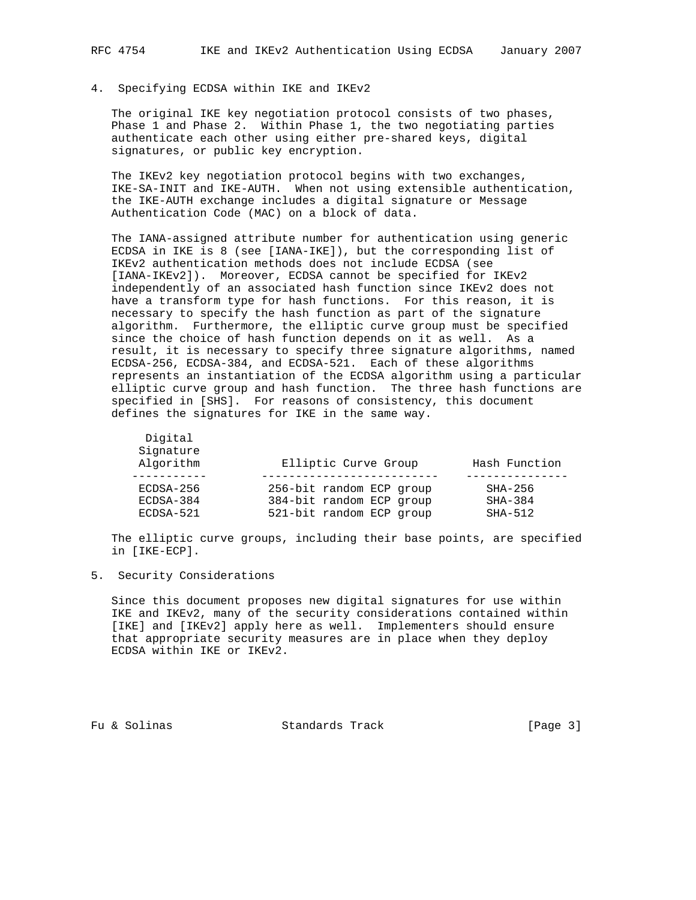## 4. Specifying ECDSA within IKE and IKEv2

The original IKE key negotiation protocol consists of two phases, Phase 1 and Phase 2. Within Phase 1, the two negotiating parties authenticate each other using either pre-shared keys, digital signatures, or public key encryption.

The IKEv2 key negotiation protocol begins with two exchanges, IKE-SA-INIT and IKE-AUTH. When not using extensible authentication, the IKE-AUTH exchange includes a digital signature or Message Authentication Code (MAC) on a block of data.

The IANA-assigned attribute number for authentication using generic ECDSA in IKE is 8 (see [IANA-IKE]), but the corresponding list of IKEv2 authentication methods does not include ECDSA (see [IANA-IKEv2]). Moreover, ECDSA cannot be specified for IKEv2 independently of an associated hash function since IKEv2 does not have a transform type for hash functions. For this reason, it is necessary to specify the hash function as part of the signature algorithm. Furthermore, the elliptic curve group must be specified since the choice of hash function depends on it as well. As a result, it is necessary to specify three signature algorithms, named ECDSA-256, ECDSA-384, and ECDSA-521. Each of these algorithms represents an instantiation of the ECDSA algorithm using a particular elliptic curve group and hash function. The three hash functions are specified in [SHS]. For reasons of consistency, this document defines the signatures for IKE in the same way.

| Digital Signature Algorithm | Elliptic Curve Group | Hash Function |
|---|---|---|
| ECDSA-256 | 256-bit random ECP group | SHA-256 |
| ECDSA-384 | 384-bit random ECP group | SHA-384 |
| ECDSA-521 | 521-bit random ECP group | SHA-512 |

The elliptic curve groups, including their base points, are specified in [IKE-ECP].

## 5. Security Considerations

Since this document proposes new digital signatures for use within IKE and IKEv2, many of the security considerations contained within [IKE] and [IKEv2] apply here as well. Implementers should ensure that appropriate security measures are in place when they deploy ECDSA within IKE or IKEv2.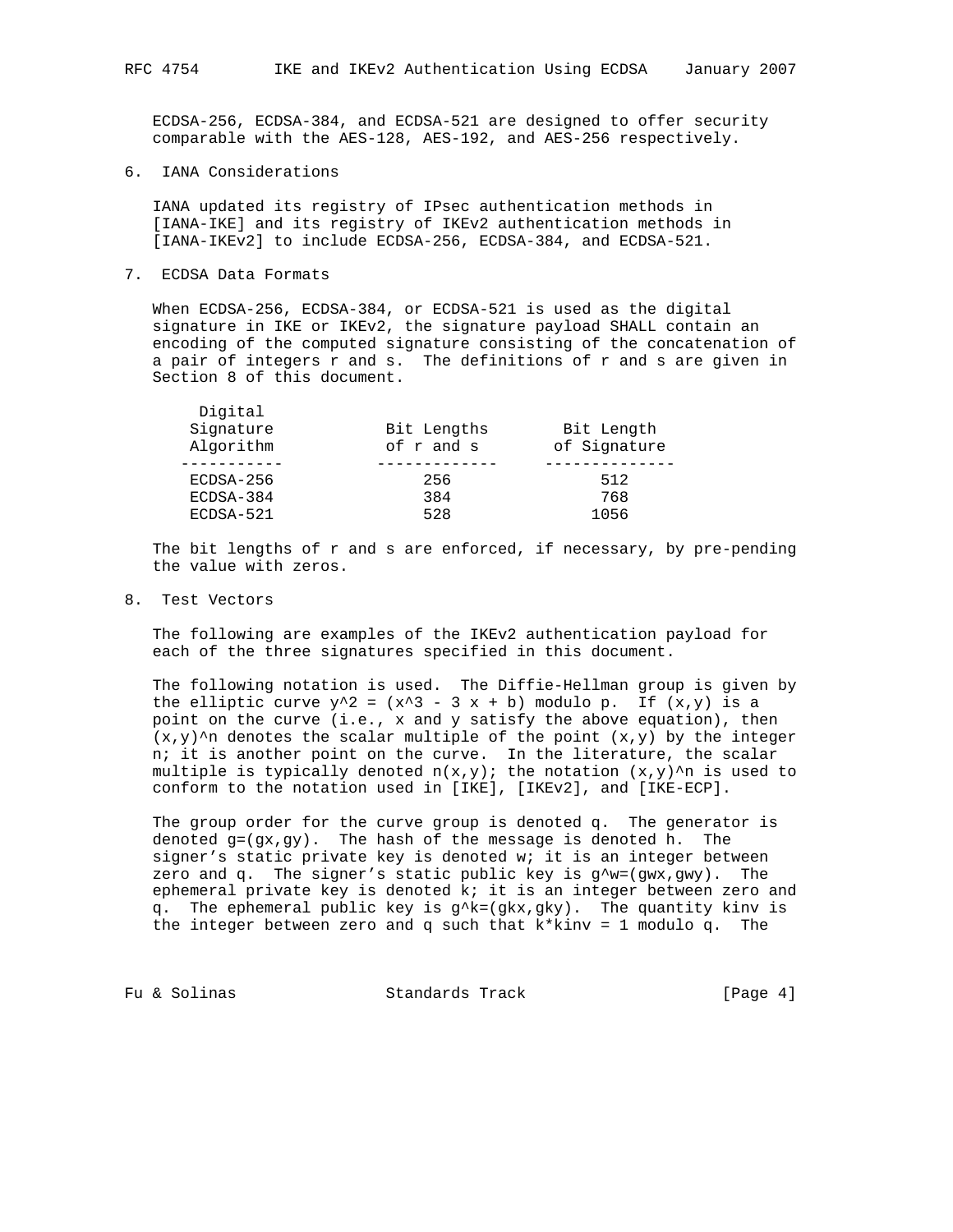ECDSA-256, ECDSA-384, and ECDSA-521 are designed to offer security comparable with the AES-128, AES-192, and AES-256 respectively.

## 6. IANA Considerations

IANA updated its registry of IPsec authentication methods in [IANA-IKE] and its registry of IKEv2 authentication methods in [IANA-IKEv2] to include ECDSA-256, ECDSA-384, and ECDSA-521.

## 7. ECDSA Data Formats

When ECDSA-256, ECDSA-384, or ECDSA-521 is used as the digital signature in IKE or IKEv2, the signature payload SHALL contain an encoding of the computed signature consisting of the concatenation of a pair of integers r and s. The definitions of r and s are given in Section 8 of this document.

| Digital Signature Algorithm | Bit Lengths of r and s | Bit Length of Signature |
|---|---|---|
| ECDSA-256 | 256 | 512 |
| ECDSA-384 | 384 | 768 |
| ECDSA-521 | 528 | 1056 |

The bit lengths of r and s are enforced, if necessary, by pre-pending the value with zeros.

## 8. Test Vectors

The following are examples of the IKEv2 authentication payload for each of the three signatures specified in this document.

The following notation is used. The Diffie-Hellman group is given by the elliptic curve $y^2 = (x^3 - 3x + b)$ modulo p. If (x,y) is a point on the curve (i.e., x and y satisfy the above equation), then $(x,y)^n$ denotes the scalar multiple of the point (x,y) by the integer n; it is another point on the curve. In the literature, the scalar multiple is typically denoted n(x,y); the notation $(x,y)^n$ is used to conform to the notation used in [IKE], [IKEv2], and [IKE-ECP].

The group order for the curve group is denoted q. The generator is denoted g=(gx,gy). The hash of the message is denoted h. The signer's static private key is denoted w; it is an integer between zero and q. The signer's static public key is $g^w$=(gwx,gwy). The ephemeral private key is denoted k; it is an integer between zero and q. The ephemeral public key is $g^k$=(gkx,gky). The quantity kinv is the integer between zero and q such that k*kinv = 1 modulo q. The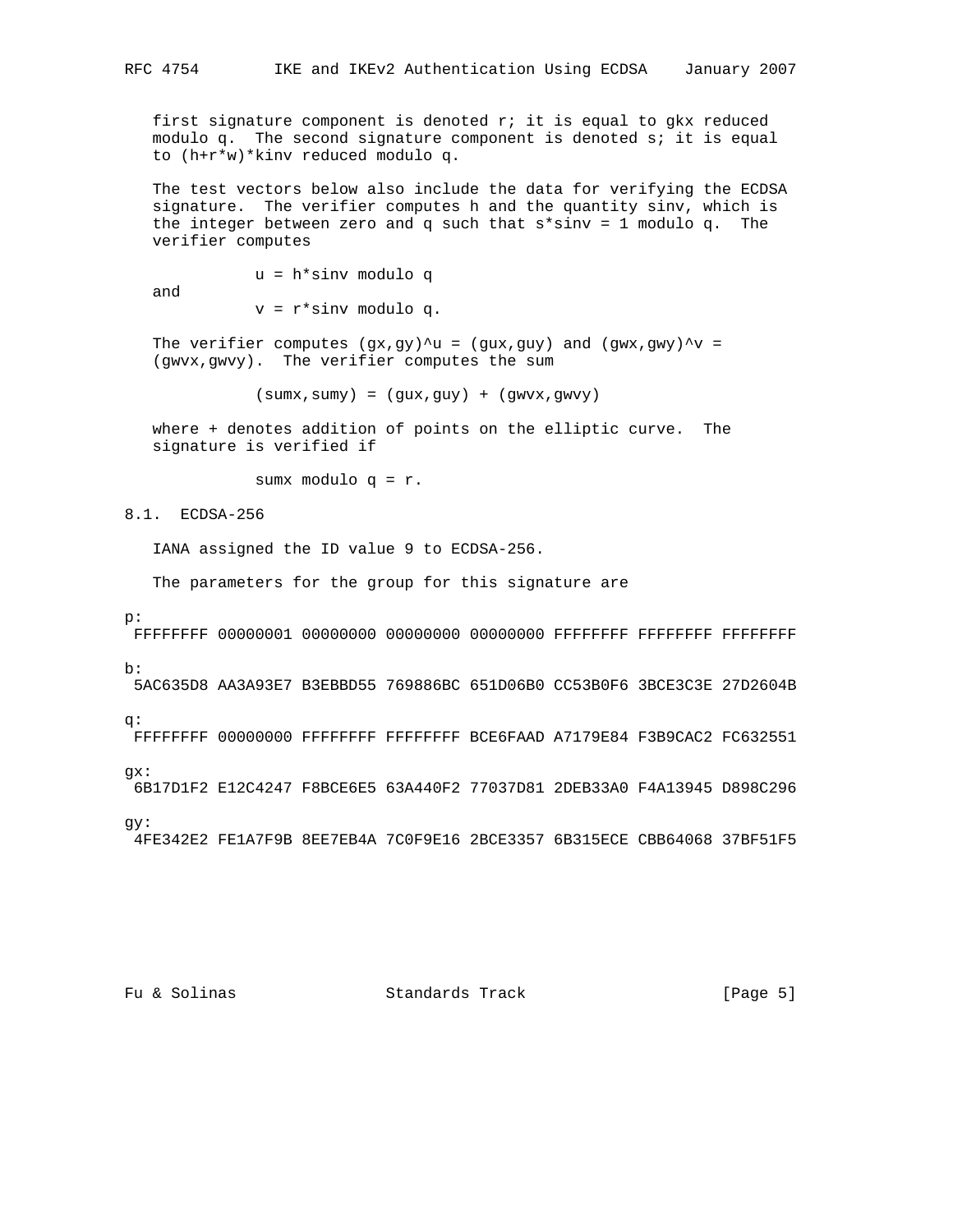first signature component is denoted r; it is equal to gkx reduced modulo q. The second signature component is denoted s; it is equal to (h+r*w)*kinv reduced modulo q.

The test vectors below also include the data for verifying the ECDSA signature. The verifier computes h and the quantity sinv, which is the integer between zero and q such that s*sinv = 1 modulo q. The verifier computes

$$u = h*sinv \text{ modulo } q$$

and

$$v = r*sinv \text{ modulo } q.$$

The verifier computes (gx,gy)^u = (gux,guy) and (gwx,gwy)^v = (gwvx,gwvy). The verifier computes the sum

$$(sumx,sumy) = (gux,guy) + (gwvx,gwvy)$$

where + denotes addition of points on the elliptic curve. The signature is verified if

$$sumx \text{ modulo } q = r.$$

## 8.1. ECDSA-256

IANA assigned the ID value 9 to ECDSA-256.

The parameters for the group for this signature are

```
p:
 FFFFFFFF 00000001 00000000 00000000 00000000 FFFFFFFF FFFFFFFF FFFFFFFF

b:
 5AC635D8 AA3A93E7 B3EBBD55 769886BC 651D06B0 CC53B0F6 3BCE3C3E 27D2604B

q:
 FFFFFFFF 00000000 FFFFFFFF FFFFFFFF BCE6FAAD A7179E84 F3B9CAC2 FC632551

gx:
 6B17D1F2 E12C4247 F8BCE6E5 63A440F2 77037D81 2DEB33A0 F4A13945 D898C296

gy:
 4FE342E2 FE1A7F9B 8EE7EB4A 7C0F9E16 2BCE3357 6B315ECE CBB64068 37BF51F5
```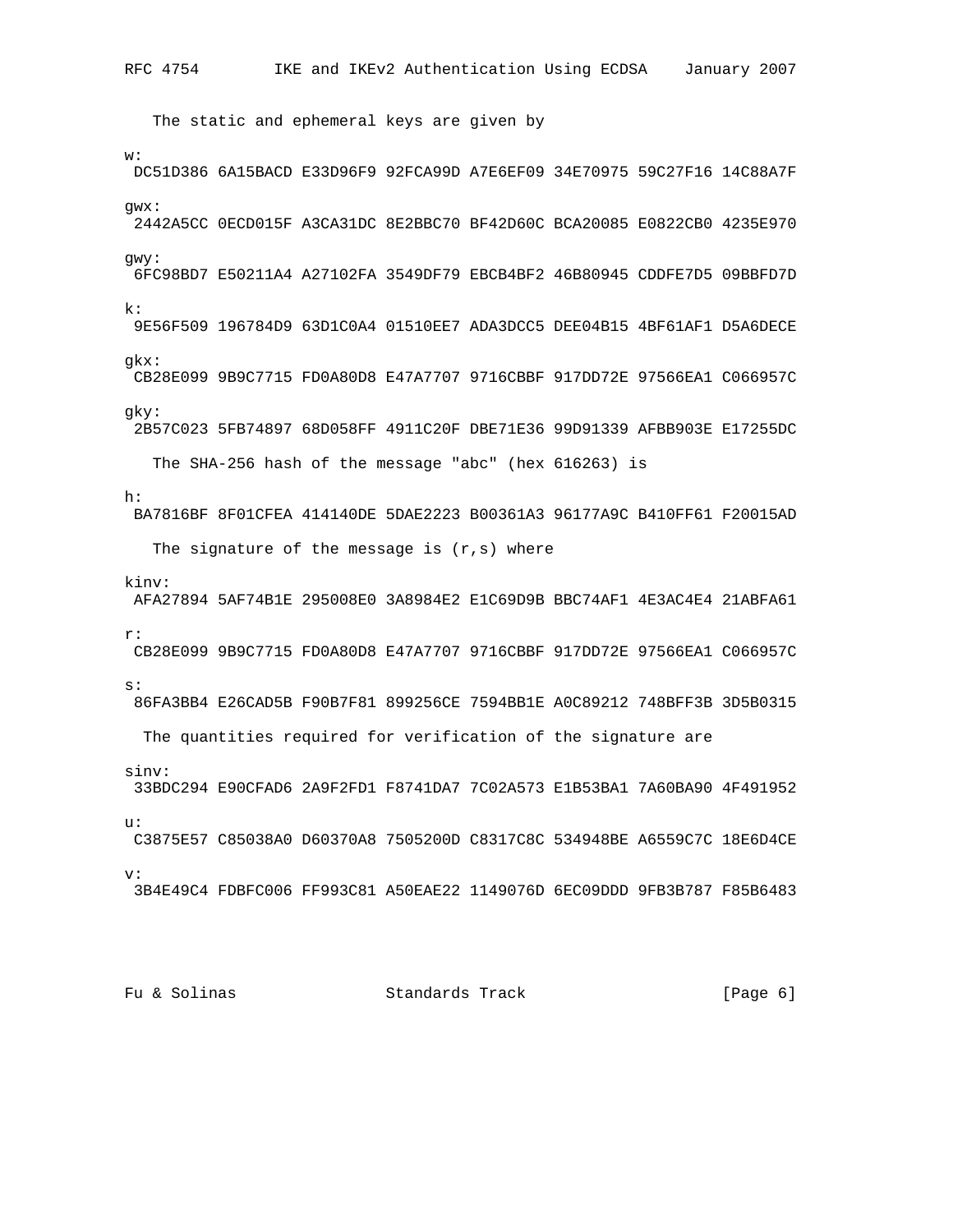The static and ephemeral keys are given by

```
w:
 DC51D386 6A15BACD E33D96F9 92FCA99D A7E6EF09 34E70975 59C27F16 14C88A7F

gwx:
 2442A5CC 0ECD015F A3CA31DC 8E2BBC70 BF42D60C BCA20085 E0822CB0 4235E970

gwy:
 6FC98BD7 E50211A4 A27102FA 3549DF79 EBCB4BF2 46B80945 CDDFE7D5 09BBFD7D

k:
 9E56F509 196784D9 63D1C0A4 01510EE7 ADA3DCC5 DEE04B15 4BF61AF1 D5A6DECE

gkx:
 CB28E099 9B9C7715 FD0A80D8 E47A7707 9716CBBF 917DD72E 97566EA1 C066957C

gky:
 2B57C023 5FB74897 68D058FF 4911C20F DBE71E36 99D91339 AFBB903E E17255DC
```

The SHA-256 hash of the message "abc" (hex 616263) is

```
h:
 BA7816BF 8F01CFEA 414140DE 5DAE2223 B00361A3 96177A9C B410FF61 F20015AD
```

The signature of the message is (r,s) where

```
kinv:
 AFA27894 5AF74B1E 295008E0 3A8984E2 E1C69D9B BBC74AF1 4E3AC4E4 21ABFA61

r:
 CB28E099 9B9C7715 FD0A80D8 E47A7707 9716CBBF 917DD72E 97566EA1 C066957C

s:
 86FA3BB4 E26CAD5B F90B7F81 899256CE 7594BB1E A0C89212 748BFF3B 3D5B0315
```

The quantities required for verification of the signature are

```
sinv:
 33BDC294 E90CFAD6 2A9F2FD1 F8741DA7 7C02A573 E1B53BA1 7A60BA90 4F491952

u:
 C3875E57 C85038A0 D60370A8 7505200D C8317C8C 534948BE A6559C7C 18E6D4CE

v:
 3B4E49C4 FDBFC006 FF993C81 A50EAE22 1149076D 6EC09DDD 9FB3B787 F85B6483
```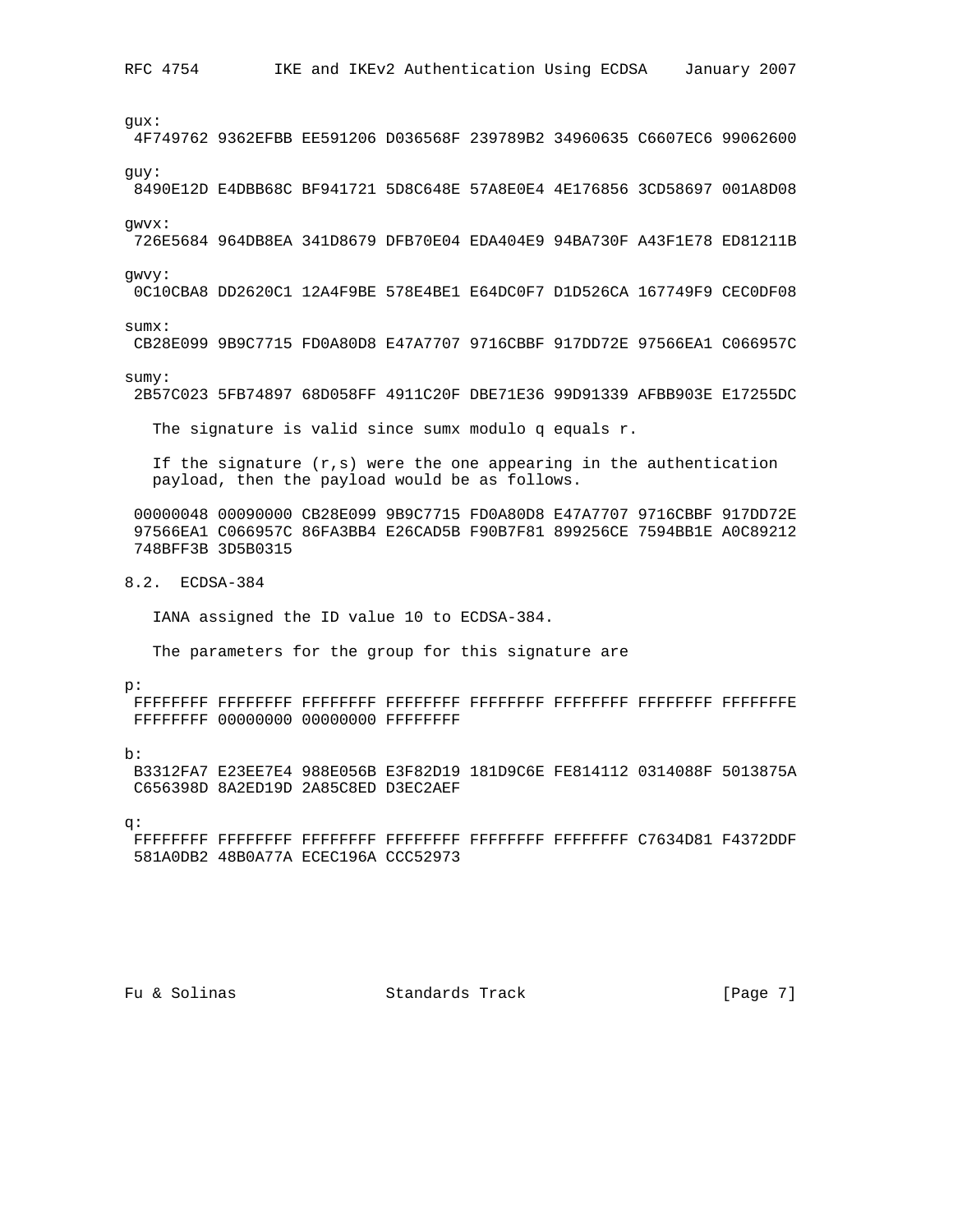gux:

```
 4F749762 9362EFBB EE591206 D036568F 239789B2 34960635 C6607EC6 99062600
```

guy:

```
 8490E12D E4DBB68C BF941721 5D8C648E 57A8E0E4 4E176856 3CD58697 001A8D08
```

gwvx:

```
 726E5684 964DB8EA 341D8679 DFB70E04 EDA404E9 94BA730F A43F1E78 ED81211B
```

gwvy:

```
 0C10CBA8 DD2620C1 12A4F9BE 578E4BE1 E64DC0F7 D1D526CA 167749F9 CEC0DF08
```

sumx:

```
 CB28E099 9B9C7715 FD0A80D8 E47A7707 9716CBBF 917DD72E 97566EA1 C066957C
```

sumy:

```
 2B57C023 5FB74897 68D058FF 4911C20F DBE71E36 99D91339 AFBB903E E17255DC
```

The signature is valid since sumx modulo q equals r.

If the signature (r,s) were the one appearing in the authentication payload, then the payload would be as follows.

```
 00000048 00090000 CB28E099 9B9C7715 FD0A80D8 E47A7707 9716CBBF 917DD72E
 97566EA1 C066957C 86FA3BB4 E26CAD5B F90B7F81 899256CE 7594BB1E A0C89212
 748BFF3B 3D5B0315
```

## 8.2. ECDSA-384

IANA assigned the ID value 10 to ECDSA-384.

The parameters for the group for this signature are

p:

```
 FFFFFFFF FFFFFFFF FFFFFFFF FFFFFFFF FFFFFFFF FFFFFFFF FFFFFFFF FFFFFFFE
 FFFFFFFF 00000000 00000000 FFFFFFFF
```

b:

```
 B3312FA7 E23EE7E4 988E056B E3F82D19 181D9C6E FE814112 0314088F 5013875A
 C656398D 8A2ED19D 2A85C8ED D3EC2AEF
```

q:

```
 FFFFFFFF FFFFFFFF FFFFFFFF FFFFFFFF FFFFFFFF FFFFFFFF C7634D81 F4372DDF
 581A0DB2 48B0A77A ECEC196A CCC52973
```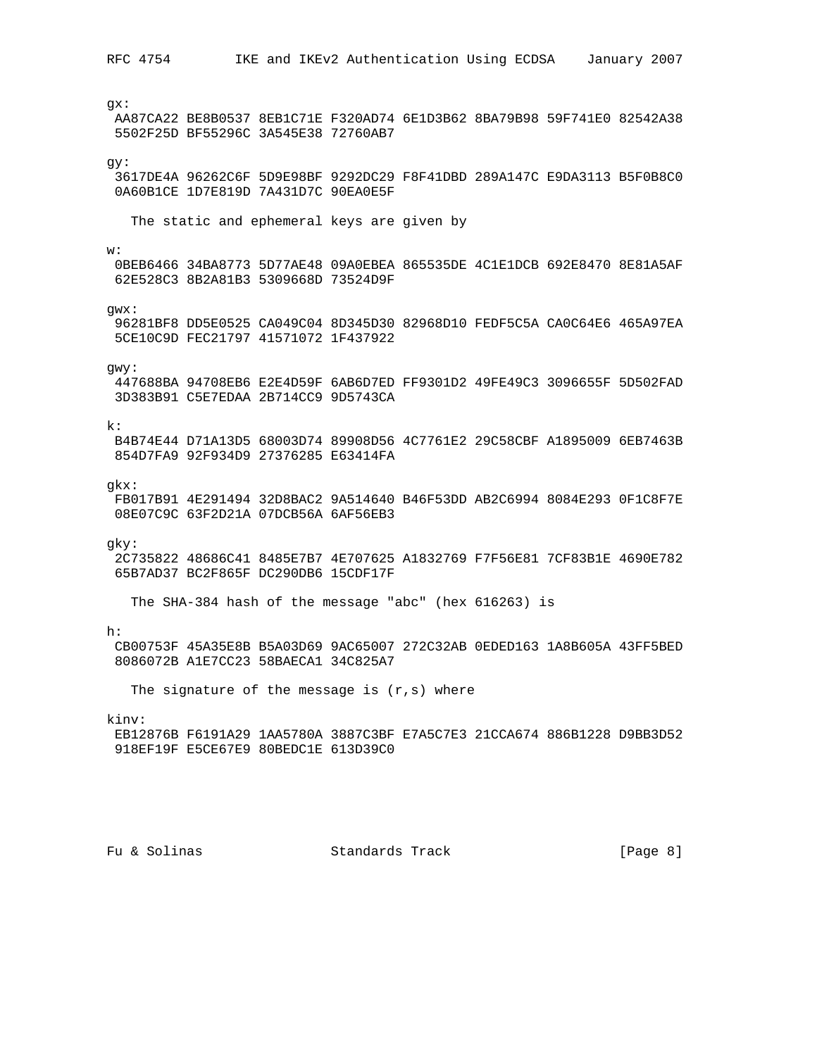gx:
```
 AA87CA22 BE8B0537 8EB1C71E F320AD74 6E1D3B62 8BA79B98 59F741E0 82542A38
 5502F25D BF55296C 3A545E38 72760AB7
```

gy:
```
 3617DE4A 96262C6F 5D9E98BF 9292DC29 F8F41DBD 289A147C E9DA3113 B5F0B8C0
 0A60B1CE 1D7E819D 7A431D7C 90EA0E5F
```

The static and ephemeral keys are given by

w:
```
 0BEB6466 34BA8773 5D77AE48 09A0EBEA 865535DE 4C1E1DCB 692E8470 8E81A5AF
 62E528C3 8B2A81B3 5309668D 73524D9F
```

gwx:
```
 96281BF8 DD5E0525 CA049C04 8D345D30 82968D10 FEDF5C5A CA0C64E6 465A97EA
 5CE10C9D FEC21797 41571072 1F437922
```

gwy:
```
 447688BA 94708EB6 E2E4D59F 6AB6D7ED FF9301D2 49FE49C3 3096655F 5D502FAD
 3D383B91 C5E7EDAA 2B714CC9 9D5743CA
```

k:
```
 B4B74E44 D71A13D5 68003D74 89908D56 4C7761E2 29C58CBF A1895009 6EB7463B
 854D7FA9 92F934D9 27376285 E63414FA
```

gkx:
```
 FB017B91 4E291494 32D8BAC2 9A514640 B46F53DD AB2C6994 8084E293 0F1C8F7E
 08E07C9C 63F2D21A 07DCB56A 6AF56EB3
```

gky:
```
 2C735822 48686C41 8485E7B7 4E707625 A1832769 F7F56E81 7CF83B1E 4690E782
 65B7AD37 BC2F865F DC290DB6 15CDF17F
```

The SHA-384 hash of the message "abc" (hex 616263) is

h:
```
 CB00753F 45A35E8B B5A03D69 9AC65007 272C32AB 0EDED163 1A8B605A 43FF5BED
 8086072B A1E7CC23 58BAECA1 34C825A7
```

The signature of the message is (r,s) where

kinv:
```
 EB12876B F6191A29 1AA5780A 3887C3BF E7A5C7E3 21CCA674 886B1228 D9BB3D52
 918EF19F E5CE67E9 80BEDC1E 613D39C0
```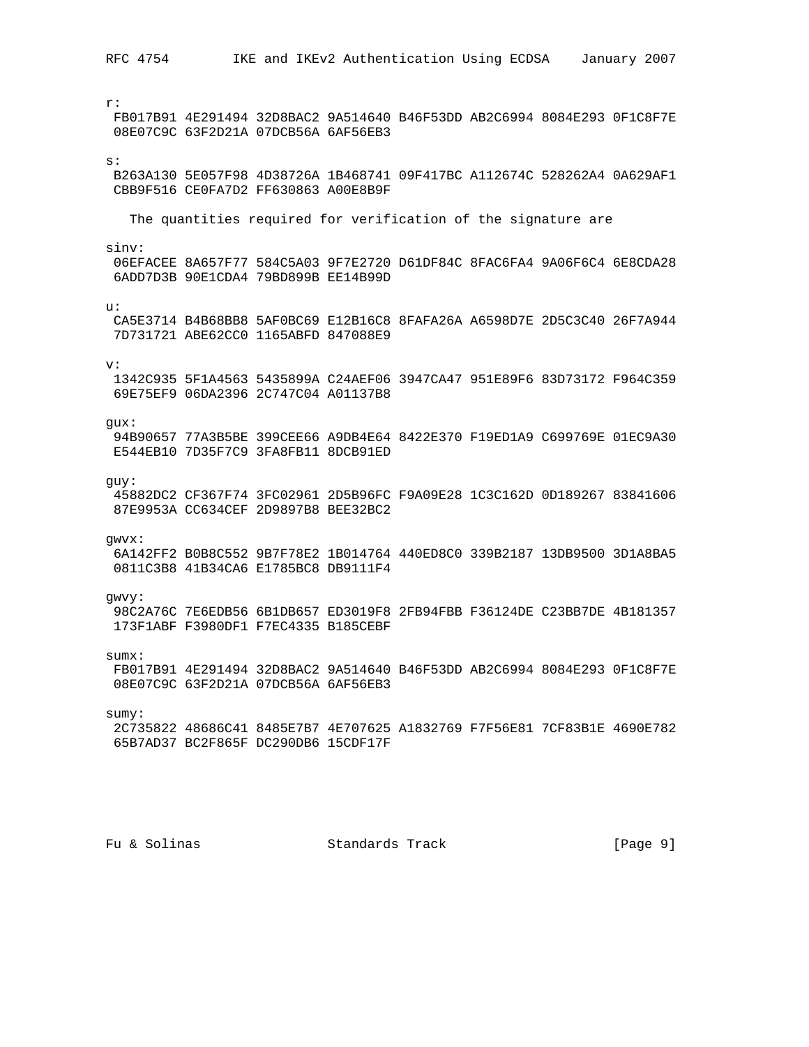r:
```
 FB017B91 4E291494 32D8BAC2 9A514640 B46F53DD AB2C6994 8084E293 0F1C8F7E
 08E07C9C 63F2D21A 07DCB56A 6AF56EB3
```

s:
```
 B263A130 5E057F98 4D38726A 1B468741 09F417BC A112674C 528262A4 0A629AF1
 CBB9F516 CE0FA7D2 FF630863 A00E8B9F
```

The quantities required for verification of the signature are

sinv:
```
 06EFACEE 8A657F77 584C5A03 9F7E2720 D61DF84C 8FAC6FA4 9A06F6C4 6E8CDA28
 6ADD7D3B 90E1CDA4 79BD899B EE14B99D
```

u:
```
 CA5E3714 B4B68BB8 5AF0BC69 E12B16C8 8FAFA26A A6598D7E 2D5C3C40 26F7A944
 7D731721 ABE62CC0 1165ABFD 847088E9
```

v:
```
 1342C935 5F1A4563 5435899A C24AEF06 3947CA47 951E89F6 83D73172 F964C359
 69E75EF9 06DA2396 2C747C04 A01137B8
```

gux:
```
 94B90657 77A3B5BE 399CEE66 A9DB4E64 8422E370 F19ED1A9 C699769E 01EC9A30
 E544EB10 7D35F7C9 3FA8FB11 8DCB91ED
```

guy:
```
 45882DC2 CF367F74 3FC02961 2D5B96FC F9A09E28 1C3C162D 0D189267 83841606
 87E9953A CC634CEF 2D9897B8 BEE32BC2
```

gwvx:
```
 6A142FF2 B0B8C552 9B7F78E2 1B014764 440ED8C0 339B2187 13DB9500 3D1A8BA5
 0811C3B8 41B34CA6 E1785BC8 DB9111F4
```

gwvy:
```
 98C2A76C 7E6EDB56 6B1DB657 ED3019F8 2FB94FBB F36124DE C23BB7DE 4B181357
 173F1ABF F3980DF1 F7EC4335 B185CEBF
```

sumx:
```
 FB017B91 4E291494 32D8BAC2 9A514640 B46F53DD AB2C6994 8084E293 0F1C8F7E
 08E07C9C 63F2D21A 07DCB56A 6AF56EB3
```

sumy:
```
 2C735822 48686C41 8485E7B7 4E707625 A1832769 F7F56E81 7CF83B1E 4690E782
 65B7AD37 BC2F865F DC290DB6 15CDF17F
```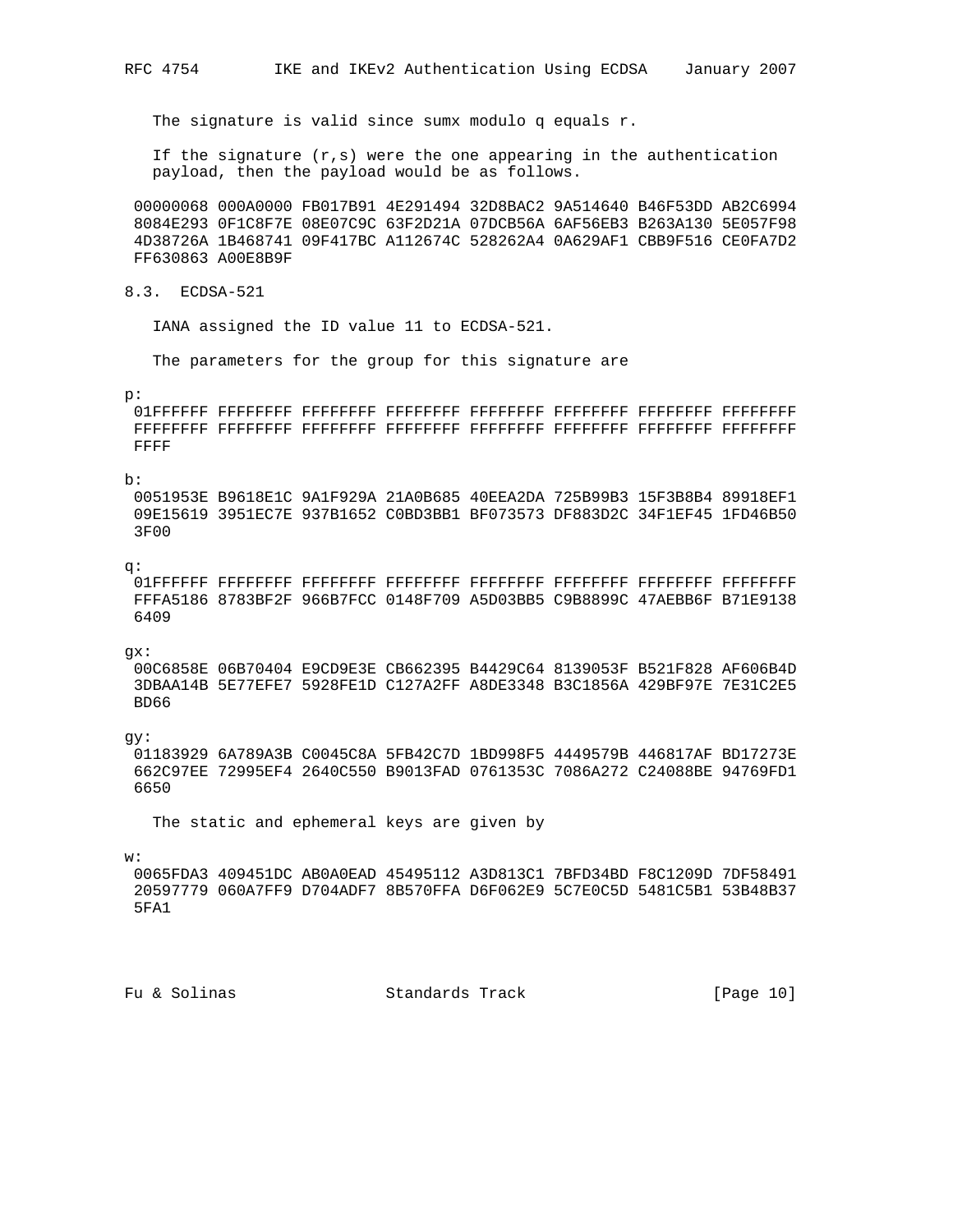The signature is valid since sumx modulo q equals r.

If the signature (r,s) were the one appearing in the authentication payload, then the payload would be as follows.

```
 00000068 000A0000 FB017B91 4E291494 32D8BAC2 9A514640 B46F53DD AB2C6994
 8084E293 0F1C8F7E 08E07C9C 63F2D21A 07DCB56A 6AF56EB3 B263A130 5E057F98
 4D38726A 1B468741 09F417BC A112674C 528262A4 0A629AF1 CBB9F516 CE0FA7D2
 FF630863 A00E8B9F
```

## 8.3. ECDSA-521

IANA assigned the ID value 11 to ECDSA-521.

The parameters for the group for this signature are

```
p:
 01FFFFFF FFFFFFFF FFFFFFFF FFFFFFFF FFFFFFFF FFFFFFFF FFFFFFFF FFFFFFFF
 FFFFFFFF FFFFFFFF FFFFFFFF FFFFFFFF FFFFFFFF FFFFFFFF FFFFFFFF FFFFFFFF
 FFFF

b:
 0051953E B9618E1C 9A1F929A 21A0B685 40EEA2DA 725B99B3 15F3B8B4 89918EF1
 09E15619 3951EC7E 937B1652 C0BD3BB1 BF073573 DF883D2C 34F1EF45 1FD46B50
 3F00

q:
 01FFFFFF FFFFFFFF FFFFFFFF FFFFFFFF FFFFFFFF FFFFFFFF FFFFFFFF FFFFFFFF
 FFFA5186 8783BF2F 966B7FCC 0148F709 A5D03BB5 C9B8899C 47AEBB6F B71E9138
 6409

gx:
 00C6858E 06B70404 E9CD9E3E CB662395 B4429C64 8139053F B521F828 AF606B4D
 3DBAA14B 5E77EFE7 5928FE1D C127A2FF A8DE3348 B3C1856A 429BF97E 7E31C2E5
 BD66

gy:
 01183929 6A789A3B C0045C8A 5FB42C7D 1BD998F5 4449579B 446817AF BD17273E
 662C97EE 72995EF4 2640C550 B9013FAD 0761353C 7086A272 C24088BE 94769FD1
 6650
```

The static and ephemeral keys are given by

```
w:
 0065FDA3 409451DC AB0A0EAD 45495112 A3D813C1 7BFD34BD F8C1209D 7DF58491
 20597779 060A7FF9 D704ADF7 8B570FFA D6F062E9 5C7E0C5D 5481C5B1 53B48B37
 5FA1
```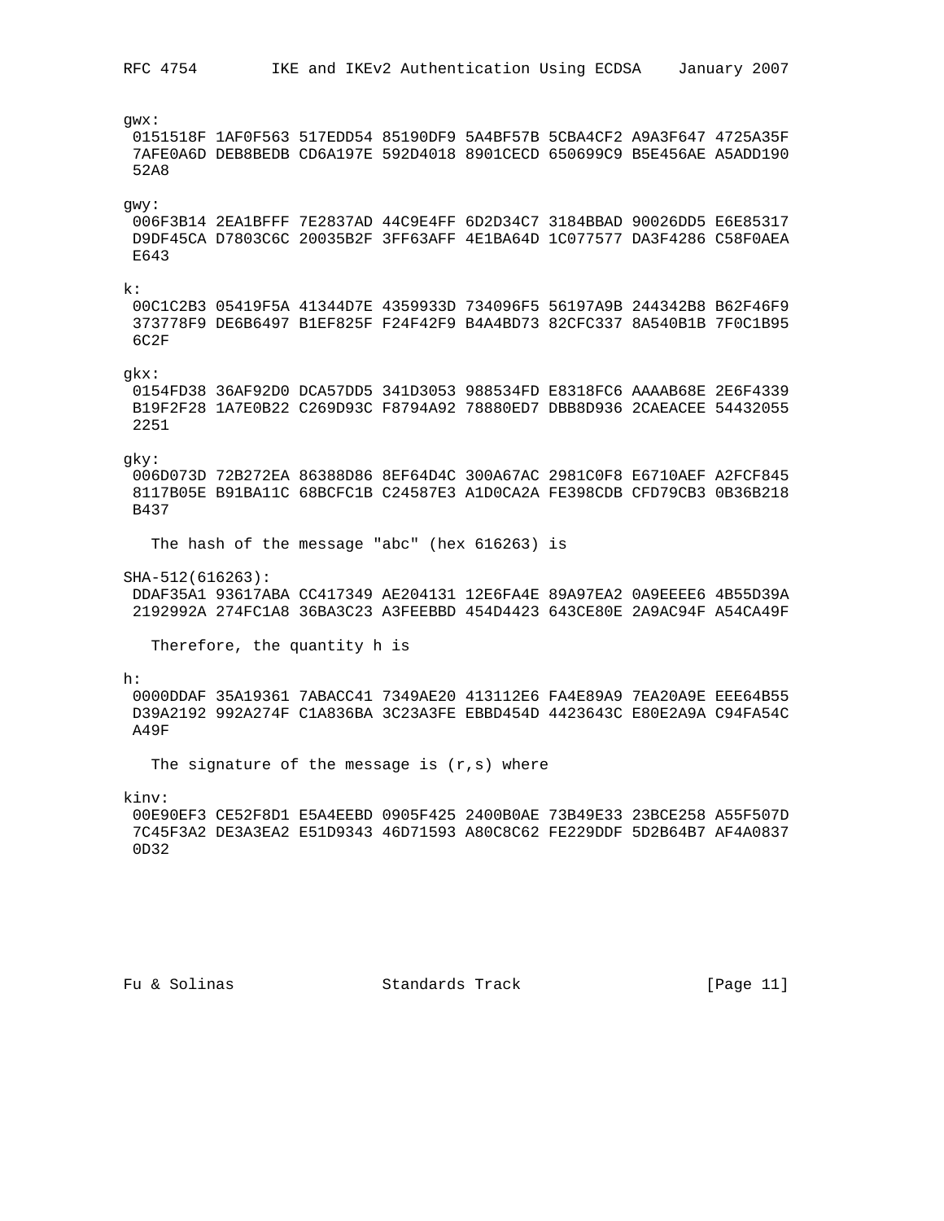```
gwx:
 0151518F 1AF0F563 517EDD54 85190DF9 5A4BF57B 5CBA4CF2 A9A3F647 4725A35F
 7AFE0A6D DEB8BEDB CD6A197E 592D4018 8901CECD 650699C9 B5E456AE A5ADD190
 52A8

gwy:
 006F3B14 2EA1BFFF 7E2837AD 44C9E4FF 6D2D34C7 3184BBAD 90026DD5 E6E85317
 D9DF45CA D7803C6C 20035B2F 3FF63AFF 4E1BA64D 1C077577 DA3F4286 C58F0AEA
 E643

k:
 00C1C2B3 05419F5A 41344D7E 4359933D 734096F5 56197A9B 244342B8 B62F46F9
 373778F9 DE6B6497 B1EF825F F24F42F9 B4A4BD73 82CFC337 8A540B1B 7F0C1B95
 6C2F

gkx:
 0154FD38 36AF92D0 DCA57DD5 341D3053 988534FD E8318FC6 AAAAB68E 2E6F4339
 B19F2F28 1A7E0B22 C269D93C F8794A92 78880ED7 DBB8D936 2CAEACEE 54432055
 2251

gky:
 006D073D 72B272EA 86388D86 8EF64D4C 300A67AC 2981C0F8 E6710AEF A2FCF845
 8117B05E B91BA11C 68BCFC1B C24587E3 A1D0CA2A FE398CDB CFD79CB3 0B36B218
 B437
```

The hash of the message "abc" (hex 616263) is

```
SHA-512(616263):
 DDAF35A1 93617ABA CC417349 AE204131 12E6FA4E 89A97EA2 0A9EEEE6 4B55D39A
 2192992A 274FC1A8 36BA3C23 A3FEEBBD 454D4423 643CE80E 2A9AC94F A54CA49F
```

Therefore, the quantity h is

```
h:
 0000DDAF 35A19361 7ABACC41 7349AE20 413112E6 FA4E89A9 7EA20A9E EEE64B55
 D39A2192 992A274F C1A836BA 3C23A3FE EBBD454D 4423643C E80E2A9A C94FA54C
 A49F
```

The signature of the message is (r,s) where

```
kinv:
 00E90EF3 CE52F8D1 E5A4EEBD 0905F425 2400B0AE 73B49E33 23BCE258 A55F507D
 7C45F3A2 DE3A3EA2 E51D9343 46D71593 A80C8C62 FE229DDF 5D2B64B7 AF4A0837
 0D32
```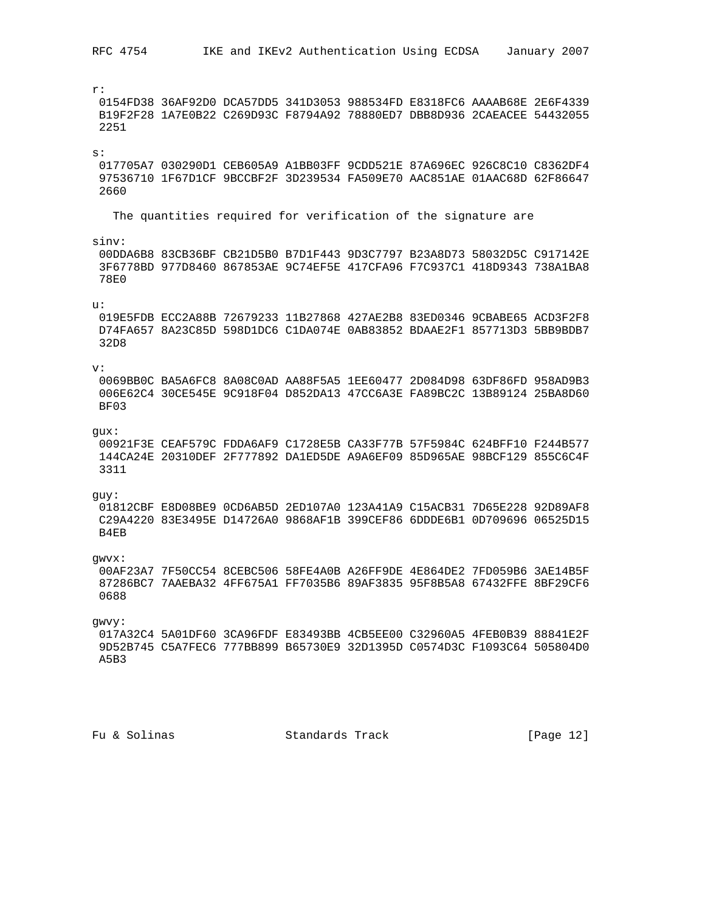r:

```
 0154FD38 36AF92D0 DCA57DD5 341D3053 988534FD E8318FC6 AAAAB68E 2E6F4339
 B19F2F28 1A7E0B22 C269D93C F8794A92 78880ED7 DBB8D936 2CAEACEE 54432055
 2251
```

s:

```
 017705A7 030290D1 CEB605A9 A1BB03FF 9CDD521E 87A696EC 926C8C10 C8362DF4
 97536710 1F67D1CF 9BCCBF2F 3D239534 FA509E70 AAC851AE 01AAC68D 62F86647
 2660
```

The quantities required for verification of the signature are

sinv:

```
 00DDA6B8 83CB36BF CB21D5B0 B7D1F443 9D3C7797 B23A8D73 58032D5C C917142E
 3F6778BD 977D8460 867853AE 9C74EF5E 417CFA96 F7C937C1 418D9343 738A1BA8
 78E0
```

u:

```
 019E5FDB ECC2A88B 72679233 11B27868 427AE2B8 83ED0346 9CBABE65 ACD3F2F8
 D74FA657 8A23C85D 598D1DC6 C1DA074E 0AB83852 BDAAE2F1 857713D3 5BB9BDB7
 32D8
```

v:

```
 0069BB0C BA5A6FC8 8A08C0AD AA88F5A5 1EE60477 2D084D98 63DF86FD 958AD9B3
 006E62C4 30CE545E 9C918F04 D852DA13 47CC6A3E FA89BC2C 13B89124 25BA8D60
 BF03
```

gux:

```
 00921F3E CEAF579C FDDA6AF9 C1728E5B CA33F77B 57F5984C 624BFF10 F244B577
 144CA24E 20310DEF 2F777892 DA1ED5DE A9A6EF09 85D965AE 98BCF129 855C6C4F
 3311
```

guy:

```
 01812CBF E8D08BE9 0CD6AB5D 2ED107A0 123A41A9 C15ACB31 7D65E228 92D89AF8
 C29A4220 83E3495E D14726A0 9868AF1B 399CEF86 6DDDE6B1 0D709696 06525D15
 B4EB
```

gwvx:

```
 00AF23A7 7F50CC54 8CEBC506 58FE4A0B A26FF9DE 4E864DE2 7FD059B6 3AE14B5F
 87286BC7 7AAEBA32 4FF675A1 FF7035B6 89AF3835 95F8B5A8 67432FFE 8BF29CF6
 0688
```

gwvy:

```
 017A32C4 5A01DF60 3CA96FDF E83493BB 4CB5EE00 C32960A5 4FEB0B39 88841E2F
 9D52B745 C5A7FEC6 777BB899 B65730E9 32D1395D C0574D3C F1093C64 505804D0
 A5B3
```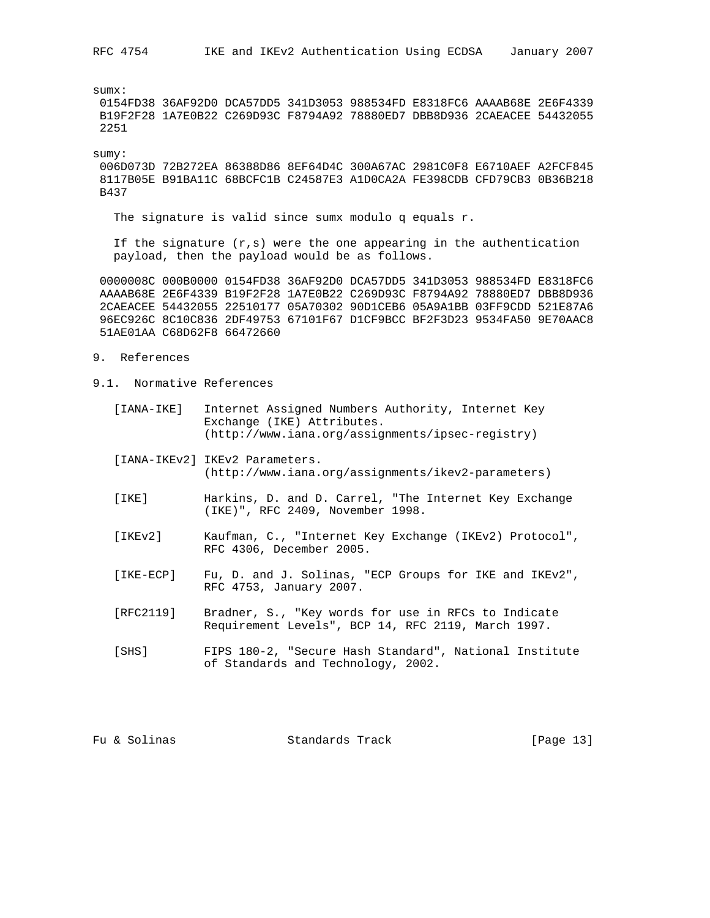sumx:

```
 0154FD38 36AF92D0 DCA57DD5 341D3053 988534FD E8318FC6 AAAAB68E 2E6F4339
 B19F2F28 1A7E0B22 C269D93C F8794A92 78880ED7 DBB8D936 2CAEACEE 54432055
 2251
```

sumy:

```
 006D073D 72B272EA 86388D86 8EF64D4C 300A67AC 2981C0F8 E6710AEF A2FCF845
 8117B05E B91BA11C 68BCFC1B C24587E3 A1D0CA2A FE398CDB CFD79CB3 0B36B218
 B437
```

The signature is valid since sumx modulo q equals r.

If the signature (r,s) were the one appearing in the authentication payload, then the payload would be as follows.

```
 0000008C 000B0000 0154FD38 36AF92D0 DCA57DD5 341D3053 988534FD E8318FC6
 AAAAB68E 2E6F4339 B19F2F28 1A7E0B22 C269D93C F8794A92 78880ED7 DBB8D936
 2CAEACEE 54432055 22510177 05A70302 90D1CEB6 05A9A1BB 03FF9CDD 521E87A6
 96EC926C 8C10C836 2DF49753 67101F67 D1CF9BCC BF2F3D23 9534FA50 9E70AAC8
 51AE01AA C68D62F8 66472660
```

# 9. References

## 9.1. Normative References

[IANA-IKE] Internet Assigned Numbers Authority, Internet Key Exchange (IKE) Attributes. (http://www.iana.org/assignments/ipsec-registry)

[IANA-IKEv2] IKEv2 Parameters. (http://www.iana.org/assignments/ikev2-parameters)

[IKE] Harkins, D. and D. Carrel, "The Internet Key Exchange (IKE)", RFC 2409, November 1998.

[IKEv2] Kaufman, C., "Internet Key Exchange (IKEv2) Protocol", RFC 4306, December 2005.

[IKE-ECP] Fu, D. and J. Solinas, "ECP Groups for IKE and IKEv2", RFC 4753, January 2007.

[RFC2119] Bradner, S., "Key words for use in RFCs to Indicate Requirement Levels", BCP 14, RFC 2119, March 1997.

[SHS] FIPS 180-2, "Secure Hash Standard", National Institute of Standards and Technology, 2002.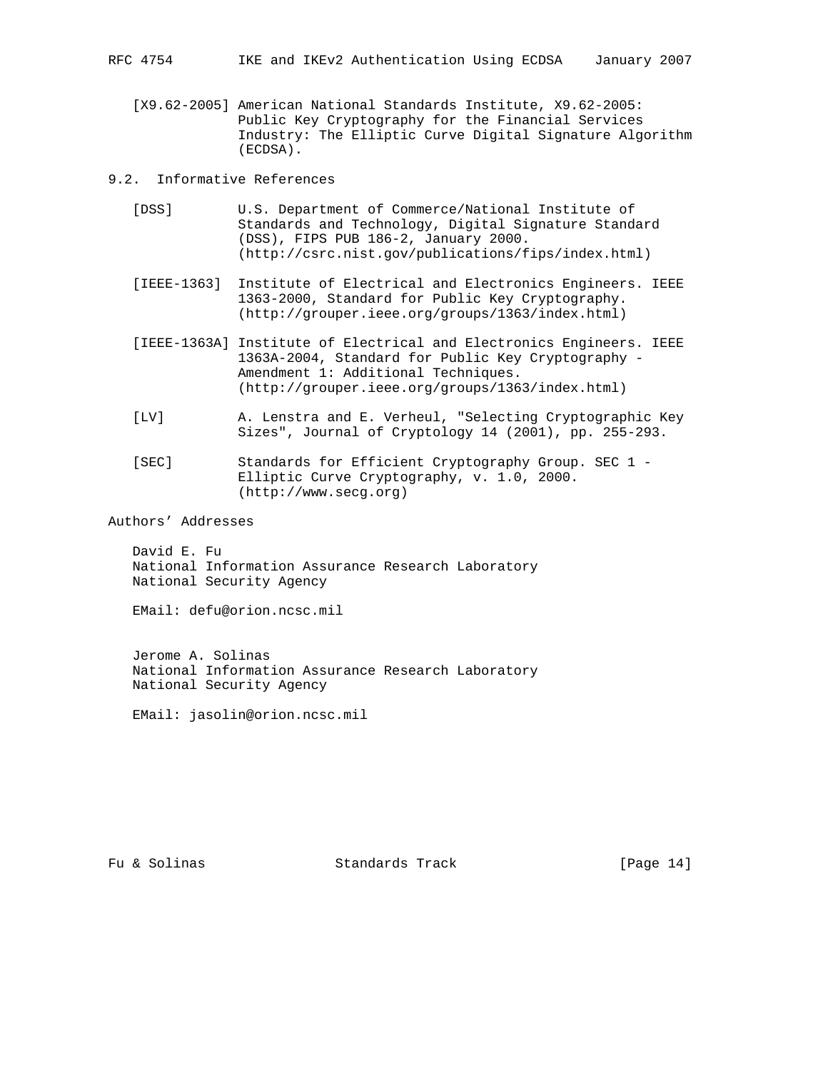[X9.62-2005] American National Standards Institute, X9.62-2005: Public Key Cryptography for the Financial Services Industry: The Elliptic Curve Digital Signature Algorithm (ECDSA).

### 9.2. Informative References

[DSS] U.S. Department of Commerce/National Institute of Standards and Technology, Digital Signature Standard (DSS), FIPS PUB 186-2, January 2000. (http://csrc.nist.gov/publications/fips/index.html)

[IEEE-1363] Institute of Electrical and Electronics Engineers. IEEE 1363-2000, Standard for Public Key Cryptography. (http://grouper.ieee.org/groups/1363/index.html)

[IEEE-1363A] Institute of Electrical and Electronics Engineers. IEEE 1363A-2004, Standard for Public Key Cryptography - Amendment 1: Additional Techniques. (http://grouper.ieee.org/groups/1363/index.html)

[LV] A. Lenstra and E. Verheul, "Selecting Cryptographic Key Sizes", Journal of Cryptology 14 (2001), pp. 255-293.

[SEC] Standards for Efficient Cryptography Group. SEC 1 - Elliptic Curve Cryptography, v. 1.0, 2000. (http://www.secg.org)

## Authors' Addresses

David E. Fu
National Information Assurance Research Laboratory
National Security Agency

EMail: defu@orion.ncsc.mil

Jerome A. Solinas
National Information Assurance Research Laboratory
National Security Agency

EMail: jasolin@orion.ncsc.mil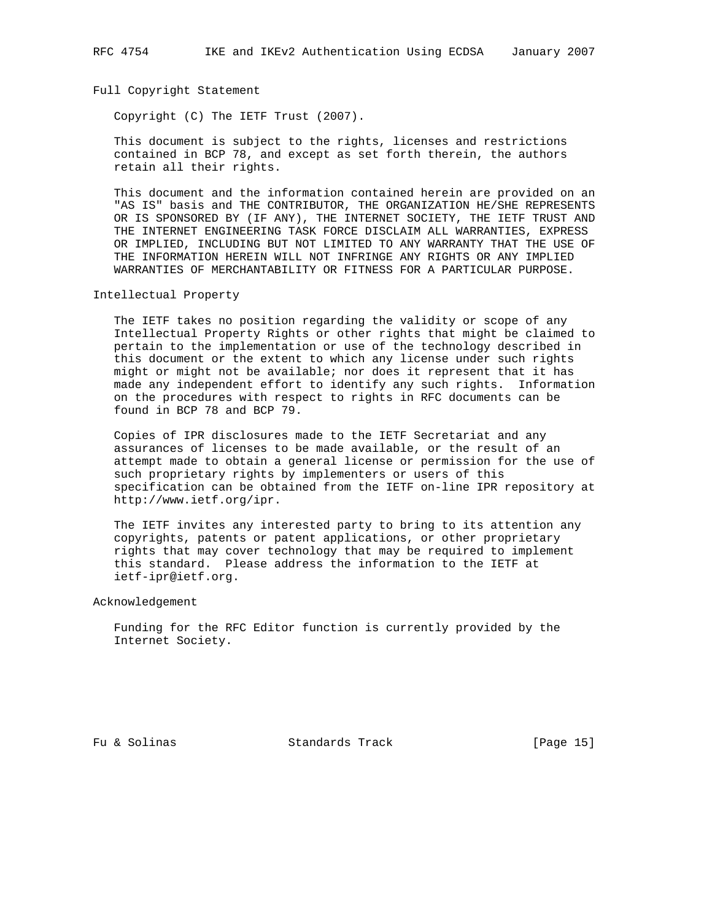## Full Copyright Statement

Copyright (C) The IETF Trust (2007).

This document is subject to the rights, licenses and restrictions contained in BCP 78, and except as set forth therein, the authors retain all their rights.

This document and the information contained herein are provided on an "AS IS" basis and THE CONTRIBUTOR, THE ORGANIZATION HE/SHE REPRESENTS OR IS SPONSORED BY (IF ANY), THE INTERNET SOCIETY, THE IETF TRUST AND THE INTERNET ENGINEERING TASK FORCE DISCLAIM ALL WARRANTIES, EXPRESS OR IMPLIED, INCLUDING BUT NOT LIMITED TO ANY WARRANTY THAT THE USE OF THE INFORMATION HEREIN WILL NOT INFRINGE ANY RIGHTS OR ANY IMPLIED WARRANTIES OF MERCHANTABILITY OR FITNESS FOR A PARTICULAR PURPOSE.

## Intellectual Property

The IETF takes no position regarding the validity or scope of any Intellectual Property Rights or other rights that might be claimed to pertain to the implementation or use of the technology described in this document or the extent to which any license under such rights might or might not be available; nor does it represent that it has made any independent effort to identify any such rights. Information on the procedures with respect to rights in RFC documents can be found in BCP 78 and BCP 79.

Copies of IPR disclosures made to the IETF Secretariat and any assurances of licenses to be made available, or the result of an attempt made to obtain a general license or permission for the use of such proprietary rights by implementers or users of this specification can be obtained from the IETF on-line IPR repository at http://www.ietf.org/ipr.

The IETF invites any interested party to bring to its attention any copyrights, patents or patent applications, or other proprietary rights that may cover technology that may be required to implement this standard. Please address the information to the IETF at ietf-ipr@ietf.org.

## Acknowledgement

Funding for the RFC Editor function is currently provided by the Internet Society.